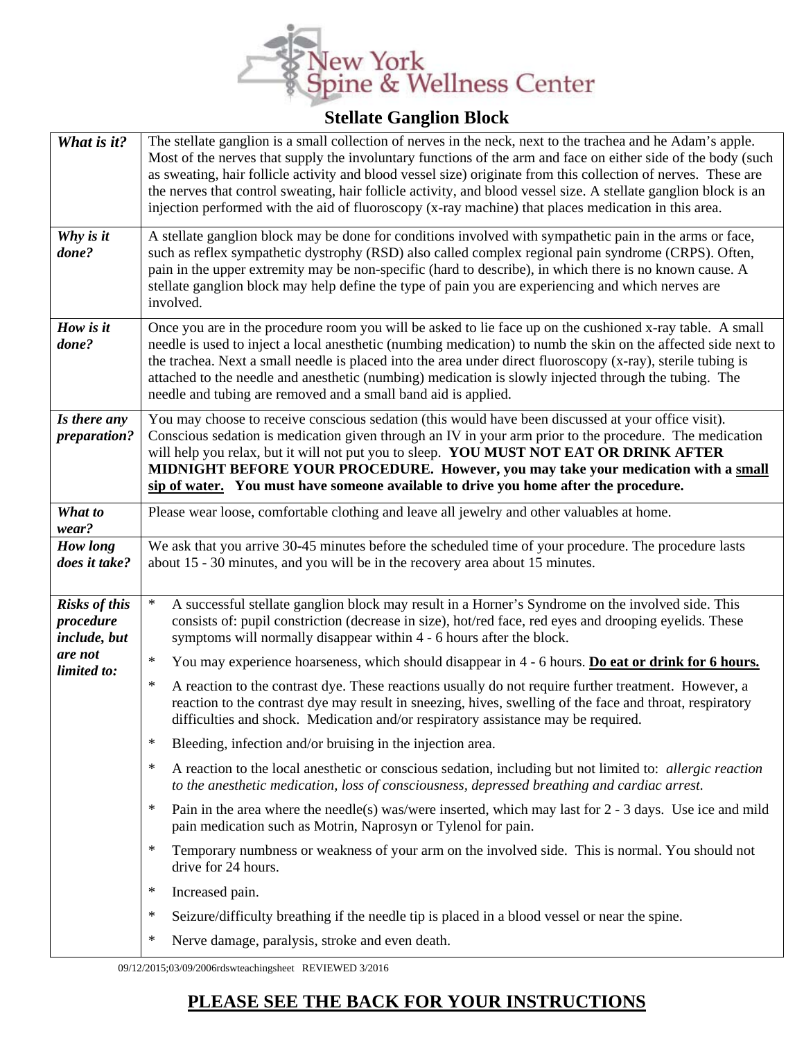New York Spine & Wellness Center

# Stellate Ganglion Block

| | |
|---|---|
| ***What is it?*** | The stellate ganglion is a small collection of nerves in the neck, next to the trachea and he Adam's apple. Most of the nerves that supply the involuntary functions of the arm and face on either side of the body (such as sweating, hair follicle activity and blood vessel size) originate from this collection of nerves. These are the nerves that control sweating, hair follicle activity, and blood vessel size. A stellate ganglion block is an injection performed with the aid of fluoroscopy (x-ray machine) that places medication in this area. |
| ***Why is it done?*** | A stellate ganglion block may be done for conditions involved with sympathetic pain in the arms or face, such as reflex sympathetic dystrophy (RSD) also called complex regional pain syndrome (CRPS). Often, pain in the upper extremity may be non-specific (hard to describe), in which there is no known cause. A stellate ganglion block may help define the type of pain you are experiencing and which nerves are involved. |
| ***How is it done?*** | Once you are in the procedure room you will be asked to lie face up on the cushioned x-ray table. A small needle is used to inject a local anesthetic (numbing medication) to numb the skin on the affected side next to the trachea. Next a small needle is placed into the area under direct fluoroscopy (x-ray), sterile tubing is attached to the needle and anesthetic (numbing) medication is slowly injected through the tubing. The needle and tubing are removed and a small band aid is applied. |
| ***Is there any preparation?*** | You may choose to receive conscious sedation (this would have been discussed at your office visit). Conscious sedation is medication given through an IV in your arm prior to the procedure. The medication will help you relax, but it will not put you to sleep. **YOU MUST NOT EAT OR DRINK AFTER MIDNIGHT BEFORE YOUR PROCEDURE. However, you may take your medication with a <u>small sip of water.</u> You must have someone available to drive you home after the procedure.** |
| ***What to wear?*** | Please wear loose, comfortable clothing and leave all jewelry and other valuables at home. |
| ***How long does it take?*** | We ask that you arrive 30-45 minutes before the scheduled time of your procedure. The procedure lasts about 15 - 30 minutes, and you will be in the recovery area about 15 minutes. |
| ***Risks of this procedure include, but are not limited to:*** | * A successful stellate ganglion block may result in a Horner's Syndrome on the involved side. This consists of: pupil constriction (decrease in size), hot/red face, red eyes and drooping eyelids. These symptoms will normally disappear within 4 - 6 hours after the block.<br>* You may experience hoarseness, which should disappear in 4 - 6 hours. **<u>Do eat or drink for 6 hours.</u>**<br>* A reaction to the contrast dye. These reactions usually do not require further treatment. However, a reaction to the contrast dye may result in sneezing, hives, swelling of the face and throat, respiratory difficulties and shock. Medication and/or respiratory assistance may be required.<br>* Bleeding, infection and/or bruising in the injection area.<br>* A reaction to the local anesthetic or conscious sedation, including but not limited to: *allergic reaction to the anesthetic medication, loss of consciousness, depressed breathing and cardiac arrest.*<br>* Pain in the area where the needle(s) was/were inserted, which may last for 2 - 3 days. Use ice and mild pain medication such as Motrin, Naprosyn or Tylenol for pain.<br>* Temporary numbness or weakness of your arm on the involved side. This is normal. You should not drive for 24 hours.<br>* Increased pain.<br>* Seizure/difficulty breathing if the needle tip is placed in a blood vessel or near the spine.<br>* Nerve damage, paralysis, stroke and even death. |

09/12/2015;03/09/2006rdswteachingsheet REVIEWED 3/2016

## <u>PLEASE SEE THE BACK FOR YOUR INSTRUCTIONS</u>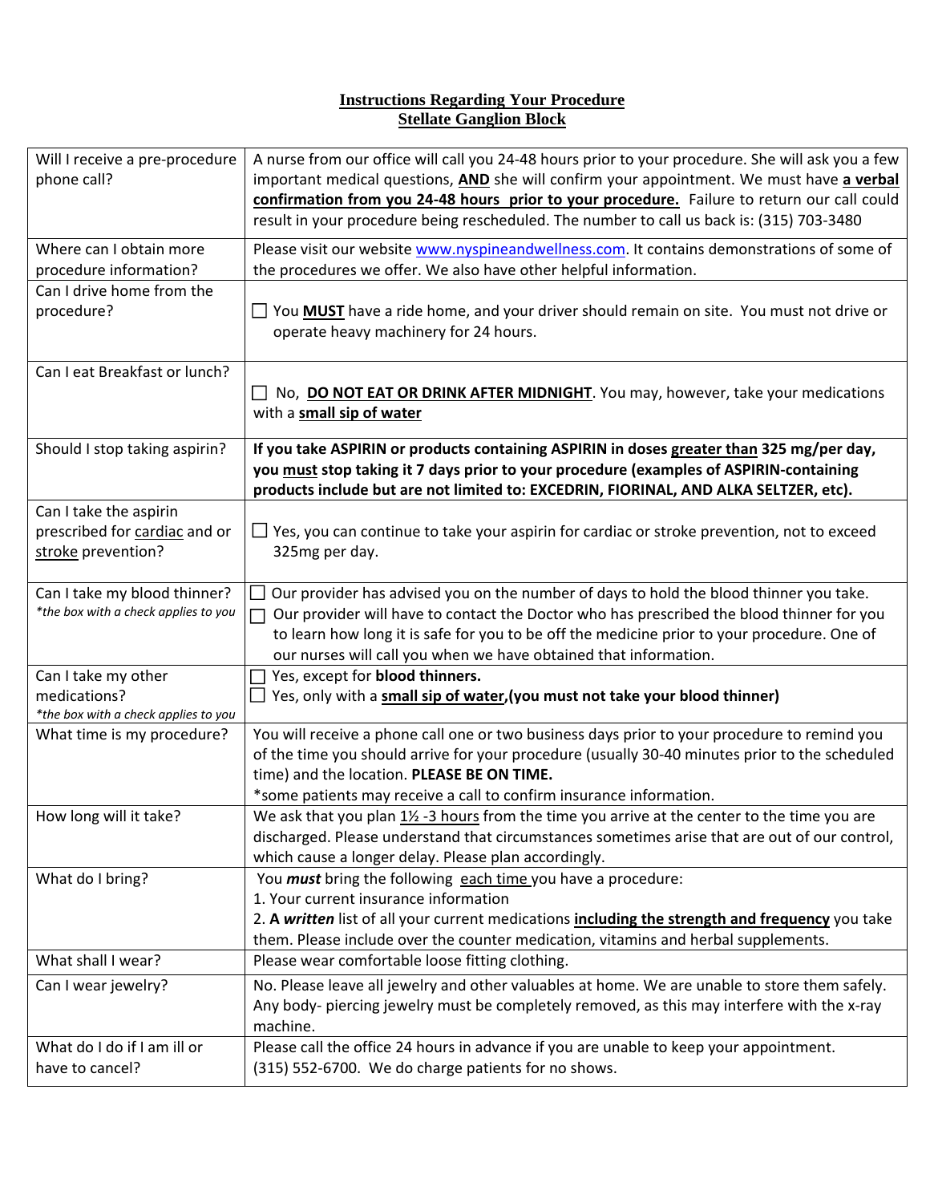# Instructions Regarding Your Procedure

## Stellate Ganglion Block

| | |
|---|---|
| Will I receive a pre-procedure phone call? | A nurse from our office will call you 24-48 hours prior to your procedure. She will ask you a few important medical questions, **AND** she will confirm your appointment. We must have **a verbal confirmation from you 24-48 hours prior to your procedure.** Failure to return our call could result in your procedure being rescheduled. The number to call us back is: (315) 703-3480 |
| Where can I obtain more procedure information? | Please visit our website www.nyspineandwellness.com. It contains demonstrations of some of the procedures we offer. We also have other helpful information. |
| Can I drive home from the procedure? | ☐ You **MUST** have a ride home, and your driver should remain on site. You must not drive or operate heavy machinery for 24 hours. |
| Can I eat Breakfast or lunch? | ☐ No, **DO NOT EAT OR DRINK AFTER MIDNIGHT**. You may, however, take your medications with a **small sip of water** |
| Should I stop taking aspirin? | **If you take ASPIRIN or products containing ASPIRIN in doses greater than 325 mg/per day, you must stop taking it 7 days prior to your procedure (examples of ASPIRIN-containing products include but are not limited to: EXCEDRIN, FIORINAL, AND ALKA SELTZER, etc).** |
| Can I take the aspirin prescribed for cardiac and or stroke prevention? | ☐ Yes, you can continue to take your aspirin for cardiac or stroke prevention, not to exceed 325mg per day. |
| Can I take my blood thinner? *\*the box with a check applies to you* | ☐ Our provider has advised you on the number of days to hold the blood thinner you take.<br>☐ Our provider will have to contact the Doctor who has prescribed the blood thinner for you to learn how long it is safe for you to be off the medicine prior to your procedure. One of our nurses will call you when we have obtained that information. |
| Can I take my other medications? *\*the box with a check applies to you* | ☐ Yes, except for **blood thinners.**<br>☐ Yes, only with a **small sip of water,(you must not take your blood thinner)** |
| What time is my procedure? | You will receive a phone call one or two business days prior to your procedure to remind you of the time you should arrive for your procedure (usually 30-40 minutes prior to the scheduled time) and the location. **PLEASE BE ON TIME.**<br>\*some patients may receive a call to confirm insurance information. |
| How long will it take? | We ask that you plan 1½ -3 hours from the time you arrive at the center to the time you are discharged. Please understand that circumstances sometimes arise that are out of our control, which cause a longer delay. Please plan accordingly. |
| What do I bring? | You ***must*** bring the following each time you have a procedure:<br>1. Your current insurance information<br>2. **A *written*** list of all your current medications **including the strength and frequency** you take them. Please include over the counter medication, vitamins and herbal supplements. |
| What shall I wear? | Please wear comfortable loose fitting clothing. |
| Can I wear jewelry? | No. Please leave all jewelry and other valuables at home. We are unable to store them safely. Any body- piercing jewelry must be completely removed, as this may interfere with the x-ray machine. |
| What do I do if I am ill or have to cancel? | Please call the office 24 hours in advance if you are unable to keep your appointment. (315) 552-6700. We do charge patients for no shows. |